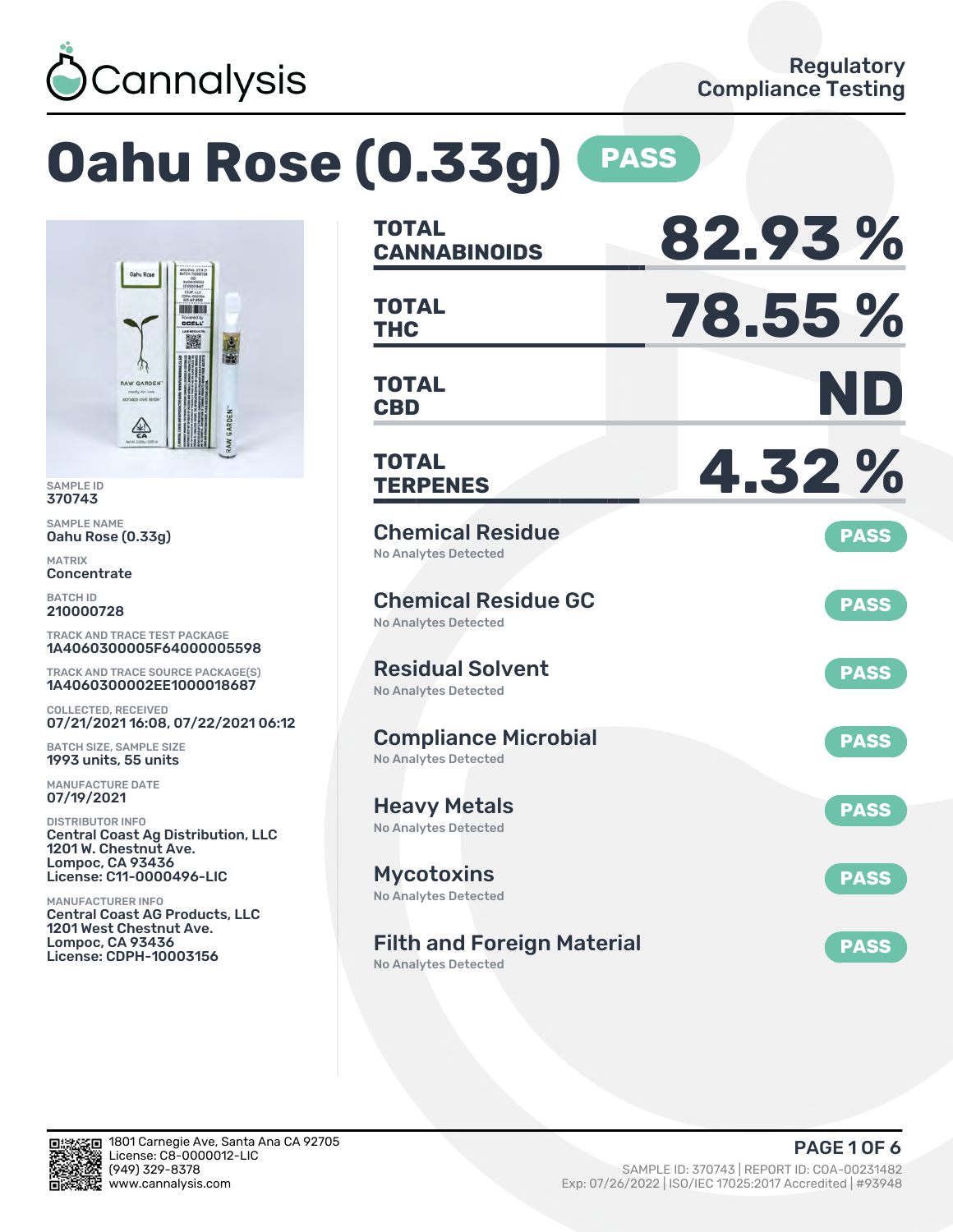Cannalysis

Regulatory Compliance Testing

# Oahu Rose (0.33g) PASS

SAMPLE ID
370743

SAMPLE NAME
Oahu Rose (0.33g)

MATRIX
Concentrate

BATCH ID
210000728

TRACK AND TRACE TEST PACKAGE
1A4060300005F64000005598

TRACK AND TRACE SOURCE PACKAGE(S)
1A4060300002EE1000018687

COLLECTED, RECEIVED
07/21/2021 16:08, 07/22/2021 06:12

BATCH SIZE, SAMPLE SIZE
1993 units, 55 units

MANUFACTURE DATE
07/19/2021

DISTRIBUTOR INFO
Central Coast Ag Distribution, LLC
1201 W. Chestnut Ave.
Lompoc, CA 93436
License: C11-0000496-LIC

MANUFACTURER INFO
Central Coast AG Products, LLC
1201 West Chestnut Ave.
Lompoc, CA 93436
License: CDPH-10003156

| | |
|---|---|
| **TOTAL CANNABINOIDS** | **82.93 %** |
| **TOTAL THC** | **78.55 %** |
| **TOTAL CBD** | **ND** |
| **TOTAL TERPENES** | **4.32 %** |

| Test | Result | Status |
|---|---|---|
| Chemical Residue | No Analytes Detected | PASS |
| Chemical Residue GC | No Analytes Detected | PASS |
| Residual Solvent | No Analytes Detected | PASS |
| Compliance Microbial | No Analytes Detected | PASS |
| Heavy Metals | No Analytes Detected | PASS |
| Mycotoxins | No Analytes Detected | PASS |
| Filth and Foreign Material | No Analytes Detected | PASS |

1801 Carnegie Ave, Santa Ana CA 92705
License: C8-0000012-LIC
(949) 329-8378
www.cannalysis.com

SAMPLE ID: 370743 | REPORT ID: COA-00231482
Exp: 07/26/2022 | ISO/IEC 17025:2017 Accredited | #93948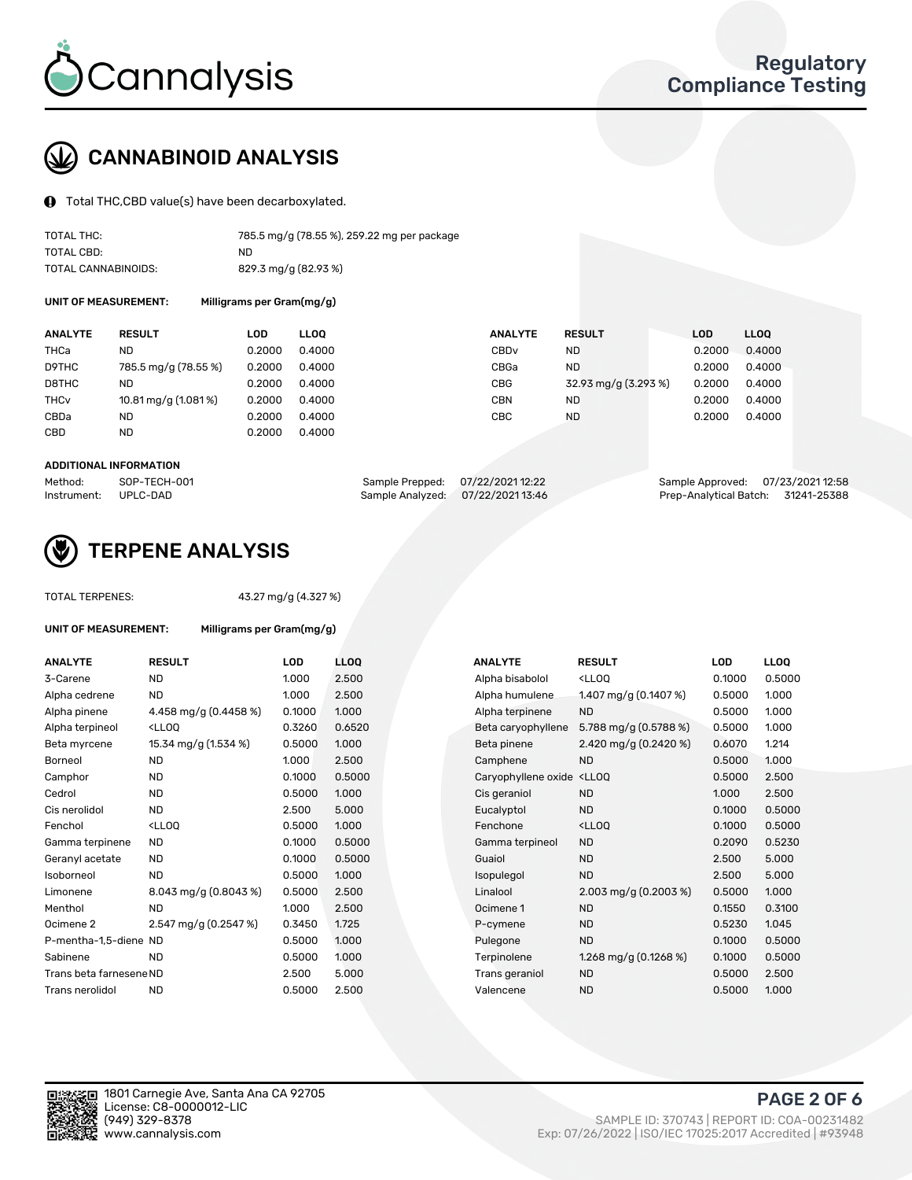# Cannalysis

**Regulatory Compliance Testing**

## CANNABINOID ANALYSIS

Total THC,CBD value(s) have been decarboxylated.

| | |
|---|---|
| TOTAL THC: | 785.5 mg/g (78.55 %), 259.22 mg per package |
| TOTAL CBD: | ND |
| TOTAL CANNABINOIDS: | 829.3 mg/g (82.93 %) |

**UNIT OF MEASUREMENT:** Milligrams per Gram(mg/g)

| ANALYTE | RESULT | LOD | LLOQ | ANALYTE | RESULT | LOD | LLOQ |
|---|---|---|---|---|---|---|---|
| THCa | ND | 0.2000 | 0.4000 | CBDv | ND | 0.2000 | 0.4000 |
| D9THC | 785.5 mg/g (78.55 %) | 0.2000 | 0.4000 | CBGa | ND | 0.2000 | 0.4000 |
| D8THC | ND | 0.2000 | 0.4000 | CBG | 32.93 mg/g (3.293 %) | 0.2000 | 0.4000 |
| THCv | 10.81 mg/g (1.081 %) | 0.2000 | 0.4000 | CBN | ND | 0.2000 | 0.4000 |
| CBDa | ND | 0.2000 | 0.4000 | CBC | ND | 0.2000 | 0.4000 |
| CBD | ND | 0.2000 | 0.4000 | | | | |

**ADDITIONAL INFORMATION**

| | | | | | |
|---|---|---|---|---|---|
| Method: | SOP-TECH-001 | Sample Prepped: | 07/22/2021 12:22 | Sample Approved: | 07/23/2021 12:58 |
| Instrument: | UPLC-DAD | Sample Analyzed: | 07/22/2021 13:46 | Prep-Analytical Batch: | 31241-25388 |

## TERPENE ANALYSIS

TOTAL TERPENES: 43.27 mg/g (4.327 %)

**UNIT OF MEASUREMENT:** Milligrams per Gram(mg/g)

| ANALYTE | RESULT | LOD | LLOQ | ANALYTE | RESULT | LOD | LLOQ |
|---|---|---|---|---|---|---|---|
| 3-Carene | ND | 1.000 | 2.500 | Alpha bisabolol | <LLOQ | 0.1000 | 0.5000 |
| Alpha cedrene | ND | 1.000 | 2.500 | Alpha humulene | 1.407 mg/g (0.1407 %) | 0.5000 | 1.000 |
| Alpha pinene | 4.458 mg/g (0.4458 %) | 0.1000 | 1.000 | Alpha terpinene | ND | 0.5000 | 1.000 |
| Alpha terpineol | <LLOQ | 0.3260 | 0.6520 | Beta caryophyllene | 5.788 mg/g (0.5788 %) | 0.5000 | 1.000 |
| Beta myrcene | 15.34 mg/g (1.534 %) | 0.5000 | 1.000 | Beta pinene | 2.420 mg/g (0.2420 %) | 0.6070 | 1.214 |
| Borneol | ND | 1.000 | 2.500 | Camphene | ND | 0.5000 | 1.000 |
| Camphor | ND | 0.1000 | 0.5000 | Caryophyllene oxide | <LLOQ | 0.5000 | 2.500 |
| Cedrol | ND | 0.5000 | 1.000 | Cis geraniol | ND | 1.000 | 2.500 |
| Cis nerolidol | ND | 2.500 | 5.000 | Eucalyptol | ND | 0.1000 | 0.5000 |
| Fenchol | <LLOQ | 0.5000 | 1.000 | Fenchone | <LLOQ | 0.1000 | 0.5000 |
| Gamma terpinene | ND | 0.1000 | 0.5000 | Gamma terpineol | ND | 0.2090 | 0.5230 |
| Geranyl acetate | ND | 0.1000 | 0.5000 | Guaiol | ND | 2.500 | 5.000 |
| Isoborneol | ND | 0.5000 | 1.000 | Isopulegol | ND | 2.500 | 5.000 |
| Limonene | 8.043 mg/g (0.8043 %) | 0.5000 | 2.500 | Linalool | 2.003 mg/g (0.2003 %) | 0.5000 | 1.000 |
| Menthol | ND | 1.000 | 2.500 | Ocimene 1 | ND | 0.1550 | 0.3100 |
| Ocimene 2 | 2.547 mg/g (0.2547 %) | 0.3450 | 1.725 | P-cymene | ND | 0.5230 | 1.045 |
| P-mentha-1,5-diene | ND | 0.5000 | 1.000 | Pulegone | ND | 0.1000 | 0.5000 |
| Sabinene | ND | 0.5000 | 1.000 | Terpinolene | 1.268 mg/g (0.1268 %) | 0.1000 | 0.5000 |
| Trans beta farnesene | ND | 2.500 | 5.000 | Trans geraniol | ND | 0.5000 | 2.500 |
| Trans nerolidol | ND | 0.5000 | 2.500 | Valencene | ND | 0.5000 | 1.000 |

1801 Carnegie Ave, Santa Ana CA 92705
License: C8-0000012-LIC
(949) 329-8378
www.cannalysis.com

SAMPLE ID: 370743 | REPORT ID: COA-00231482
Exp: 07/26/2022 | ISO/IEC 17025:2017 Accredited | #93948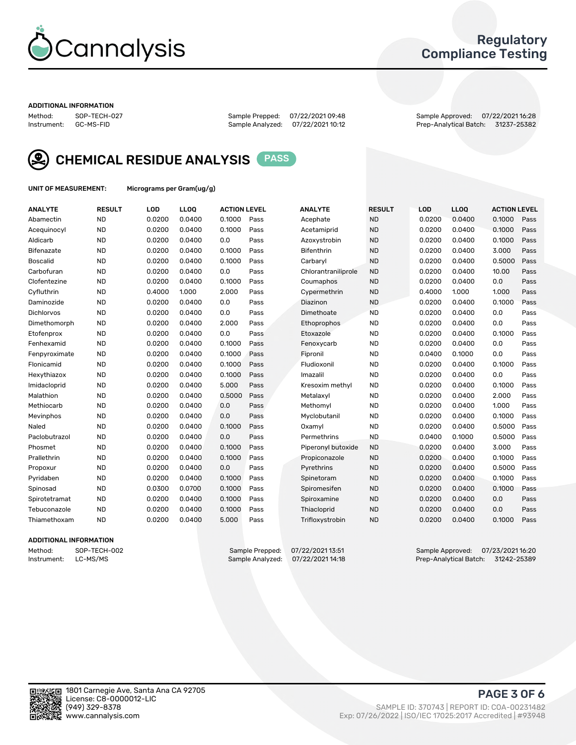## ADDITIONAL INFORMATION

Method: SOP-TECH-027
Instrument: GC-MS-FID

Sample Prepped: 07/22/2021 09:48
Sample Analyzed: 07/22/2021 10:12

Sample Approved: 07/22/2021 16:28
Prep-Analytical Batch: 31237-25382

## CHEMICAL RESIDUE ANALYSIS PASS

**UNIT OF MEASUREMENT:** Micrograms per Gram(ug/g)

| ANALYTE | RESULT | LOD | LLOQ | ACTION LEVEL | | ANALYTE | RESULT | LOD | LLOQ | ACTION LEVEL | |
|---|---|---|---|---|---|---|---|---|---|---|---|
| Abamectin | ND | 0.0200 | 0.0400 | 0.1000 | Pass | Acephate | ND | 0.0200 | 0.0400 | 0.1000 | Pass |
| Acequinocyl | ND | 0.0200 | 0.0400 | 0.1000 | Pass | Acetamiprid | ND | 0.0200 | 0.0400 | 0.1000 | Pass |
| Aldicarb | ND | 0.0200 | 0.0400 | 0.0 | Pass | Azoxystrobin | ND | 0.0200 | 0.0400 | 0.1000 | Pass |
| Bifenazate | ND | 0.0200 | 0.0400 | 0.1000 | Pass | Bifenthrin | ND | 0.0200 | 0.0400 | 3.000 | Pass |
| Boscalid | ND | 0.0200 | 0.0400 | 0.1000 | Pass | Carbaryl | ND | 0.0200 | 0.0400 | 0.5000 | Pass |
| Carbofuran | ND | 0.0200 | 0.0400 | 0.0 | Pass | Chlorantraniliprole | ND | 0.0200 | 0.0400 | 10.00 | Pass |
| Clofentezine | ND | 0.0200 | 0.0400 | 0.1000 | Pass | Coumaphos | ND | 0.0200 | 0.0400 | 0.0 | Pass |
| Cyfluthrin | ND | 0.4000 | 1.000 | 2.000 | Pass | Cypermethrin | ND | 0.4000 | 1.000 | 1.000 | Pass |
| Daminozide | ND | 0.0200 | 0.0400 | 0.0 | Pass | Diazinon | ND | 0.0200 | 0.0400 | 0.1000 | Pass |
| Dichlorvos | ND | 0.0200 | 0.0400 | 0.0 | Pass | Dimethoate | ND | 0.0200 | 0.0400 | 0.0 | Pass |
| Dimethomorph | ND | 0.0200 | 0.0400 | 2.000 | Pass | Ethoprophos | ND | 0.0200 | 0.0400 | 0.0 | Pass |
| Etofenprox | ND | 0.0200 | 0.0400 | 0.0 | Pass | Etoxazole | ND | 0.0200 | 0.0400 | 0.1000 | Pass |
| Fenhexamid | ND | 0.0200 | 0.0400 | 0.1000 | Pass | Fenoxycarb | ND | 0.0200 | 0.0400 | 0.0 | Pass |
| Fenpyroximate | ND | 0.0200 | 0.0400 | 0.1000 | Pass | Fipronil | ND | 0.0400 | 0.1000 | 0.0 | Pass |
| Flonicamid | ND | 0.0200 | 0.0400 | 0.1000 | Pass | Fludioxonil | ND | 0.0200 | 0.0400 | 0.1000 | Pass |
| Hexythiazox | ND | 0.0200 | 0.0400 | 0.1000 | Pass | Imazalil | ND | 0.0200 | 0.0400 | 0.0 | Pass |
| Imidacloprid | ND | 0.0200 | 0.0400 | 5.000 | Pass | Kresoxim methyl | ND | 0.0200 | 0.0400 | 0.1000 | Pass |
| Malathion | ND | 0.0200 | 0.0400 | 0.5000 | Pass | Metalaxyl | ND | 0.0200 | 0.0400 | 2.000 | Pass |
| Methiocarb | ND | 0.0200 | 0.0400 | 0.0 | Pass | Methomyl | ND | 0.0200 | 0.0400 | 1.000 | Pass |
| Mevinphos | ND | 0.0200 | 0.0400 | 0.0 | Pass | Myclobutanil | ND | 0.0200 | 0.0400 | 0.1000 | Pass |
| Naled | ND | 0.0200 | 0.0400 | 0.1000 | Pass | Oxamyl | ND | 0.0200 | 0.0400 | 0.5000 | Pass |
| Paclobutrazol | ND | 0.0200 | 0.0400 | 0.0 | Pass | Permethrins | ND | 0.0400 | 0.1000 | 0.5000 | Pass |
| Phosmet | ND | 0.0200 | 0.0400 | 0.1000 | Pass | Piperonyl butoxide | ND | 0.0200 | 0.0400 | 3.000 | Pass |
| Prallethrin | ND | 0.0200 | 0.0400 | 0.1000 | Pass | Propiconazole | ND | 0.0200 | 0.0400 | 0.1000 | Pass |
| Propoxur | ND | 0.0200 | 0.0400 | 0.0 | Pass | Pyrethrins | ND | 0.0200 | 0.0400 | 0.5000 | Pass |
| Pyridaben | ND | 0.0200 | 0.0400 | 0.1000 | Pass | Spinetoram | ND | 0.0200 | 0.0400 | 0.1000 | Pass |
| Spinosad | ND | 0.0300 | 0.0700 | 0.1000 | Pass | Spiromesifen | ND | 0.0200 | 0.0400 | 0.1000 | Pass |
| Spirotetramat | ND | 0.0200 | 0.0400 | 0.1000 | Pass | Spiroxamine | ND | 0.0200 | 0.0400 | 0.0 | Pass |
| Tebuconazole | ND | 0.0200 | 0.0400 | 0.1000 | Pass | Thiacloprid | ND | 0.0200 | 0.0400 | 0.0 | Pass |
| Thiamethoxam | ND | 0.0200 | 0.0400 | 5.000 | Pass | Trifloxystrobin | ND | 0.0200 | 0.0400 | 0.1000 | Pass |

## ADDITIONAL INFORMATION

Method: SOP-TECH-002
Instrument: LC-MS/MS

Sample Prepped: 07/22/2021 13:51
Sample Analyzed: 07/22/2021 14:18

Sample Approved: 07/23/2021 16:20
Prep-Analytical Batch: 31242-25389

1801 Carnegie Ave, Santa Ana CA 92705
License: C8-0000012-LIC
(949) 329-8378
www.cannalysis.com

SAMPLE ID: 370743 | REPORT ID: COA-00231482
Exp: 07/26/2022 | ISO/IEC 17025:2017 Accredited | #93948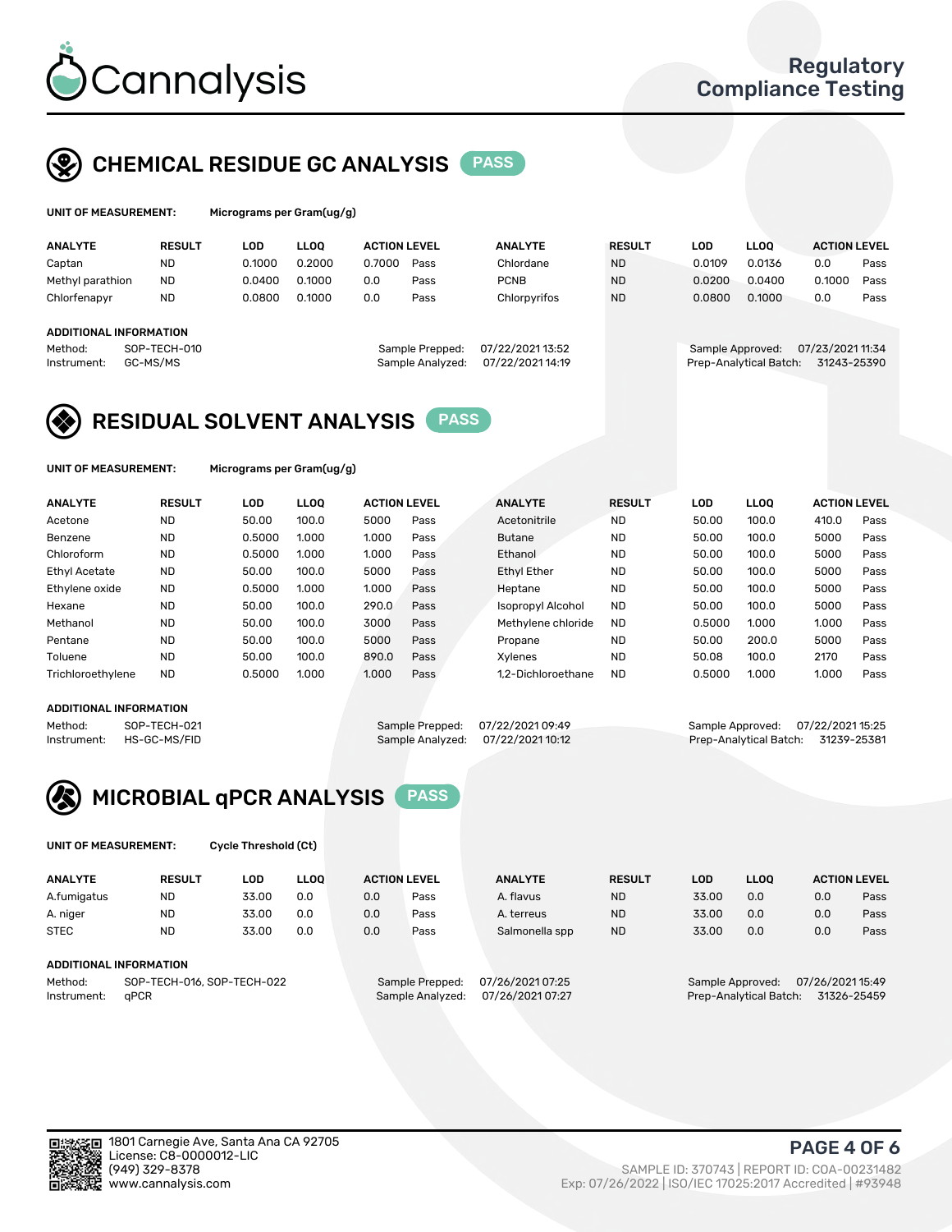# Cannalysis

Regulatory Compliance Testing

## CHEMICAL RESIDUE GC ANALYSIS PASS

**UNIT OF MEASUREMENT:** Micrograms per Gram(ug/g)

| ANALYTE | RESULT | LOD | LLOQ | ACTION LEVEL | | ANALYTE | RESULT | LOD | LLOQ | ACTION LEVEL | |
|---|---|---|---|---|---|---|---|---|---|---|---|
| Captan | ND | 0.1000 | 0.2000 | 0.7000 | Pass | Chlordane | ND | 0.0109 | 0.0136 | 0.0 | Pass |
| Methyl parathion | ND | 0.0400 | 0.1000 | 0.0 | Pass | PCNB | ND | 0.0200 | 0.0400 | 0.1000 | Pass |
| Chlorfenapyr | ND | 0.0800 | 0.1000 | 0.0 | Pass | Chlorpyrifos | ND | 0.0800 | 0.1000 | 0.0 | Pass |

**ADDITIONAL INFORMATION**

Method: SOP-TECH-010
Instrument: GC-MS/MS
Sample Prepped: 07/22/2021 13:52
Sample Analyzed: 07/22/2021 14:19
Sample Approved: 07/23/2021 11:34
Prep-Analytical Batch: 31243-25390

## RESIDUAL SOLVENT ANALYSIS PASS

**UNIT OF MEASUREMENT:** Micrograms per Gram(ug/g)

| ANALYTE | RESULT | LOD | LLOQ | ACTION LEVEL | | ANALYTE | RESULT | LOD | LLOQ | ACTION LEVEL | |
|---|---|---|---|---|---|---|---|---|---|---|---|
| Acetone | ND | 50.00 | 100.0 | 5000 | Pass | Acetonitrile | ND | 50.00 | 100.0 | 410.0 | Pass |
| Benzene | ND | 0.5000 | 1.000 | 1.000 | Pass | Butane | ND | 50.00 | 100.0 | 5000 | Pass |
| Chloroform | ND | 0.5000 | 1.000 | 1.000 | Pass | Ethanol | ND | 50.00 | 100.0 | 5000 | Pass |
| Ethyl Acetate | ND | 50.00 | 100.0 | 5000 | Pass | Ethyl Ether | ND | 50.00 | 100.0 | 5000 | Pass |
| Ethylene oxide | ND | 0.5000 | 1.000 | 1.000 | Pass | Heptane | ND | 50.00 | 100.0 | 5000 | Pass |
| Hexane | ND | 50.00 | 100.0 | 290.0 | Pass | Isopropyl Alcohol | ND | 50.00 | 100.0 | 5000 | Pass |
| Methanol | ND | 50.00 | 100.0 | 3000 | Pass | Methylene chloride | ND | 0.5000 | 1.000 | 1.000 | Pass |
| Pentane | ND | 50.00 | 100.0 | 5000 | Pass | Propane | ND | 50.00 | 200.0 | 5000 | Pass |
| Toluene | ND | 50.00 | 100.0 | 890.0 | Pass | Xylenes | ND | 50.08 | 100.0 | 2170 | Pass |
| Trichloroethylene | ND | 0.5000 | 1.000 | 1.000 | Pass | 1,2-Dichloroethane | ND | 0.5000 | 1.000 | 1.000 | Pass |

**ADDITIONAL INFORMATION**

Method: SOP-TECH-021
Instrument: HS-GC-MS/FID
Sample Prepped: 07/22/2021 09:49
Sample Analyzed: 07/22/2021 10:12
Sample Approved: 07/22/2021 15:25
Prep-Analytical Batch: 31239-25381

## MICROBIAL qPCR ANALYSIS PASS

**UNIT OF MEASUREMENT:** Cycle Threshold (Ct)

| ANALYTE | RESULT | LOD | LLOQ | ACTION LEVEL | | ANALYTE | RESULT | LOD | LLOQ | ACTION LEVEL | |
|---|---|---|---|---|---|---|---|---|---|---|---|
| A.fumigatus | ND | 33.00 | 0.0 | 0.0 | Pass | A. flavus | ND | 33.00 | 0.0 | 0.0 | Pass |
| A. niger | ND | 33.00 | 0.0 | 0.0 | Pass | A. terreus | ND | 33.00 | 0.0 | 0.0 | Pass |
| STEC | ND | 33.00 | 0.0 | 0.0 | Pass | Salmonella spp | ND | 33.00 | 0.0 | 0.0 | Pass |

**ADDITIONAL INFORMATION**

Method: SOP-TECH-016, SOP-TECH-022
Instrument: qPCR
Sample Prepped: 07/26/2021 07:25
Sample Analyzed: 07/26/2021 07:27
Sample Approved: 07/26/2021 15:49
Prep-Analytical Batch: 31326-25459

1801 Carnegie Ave, Santa Ana CA 92705
License: C8-0000012-LIC
(949) 329-8378
www.cannalysis.com

SAMPLE ID: 370743 | REPORT ID: COA-00231482
Exp: 07/26/2022 | ISO/IEC 17025:2017 Accredited | #93948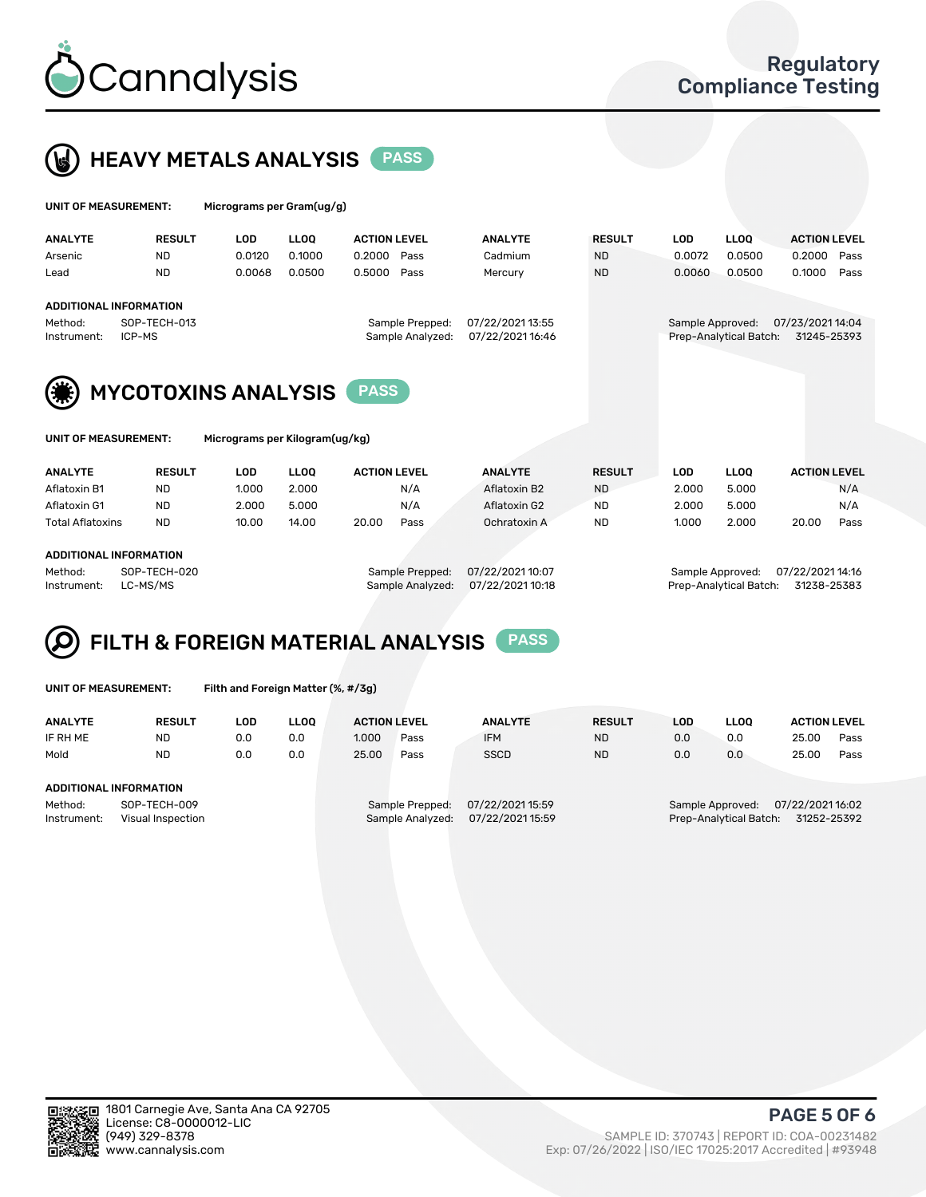Cannalysis

Regulatory
Compliance Testing

## HEAVY METALS ANALYSIS PASS

**UNIT OF MEASUREMENT:** Micrograms per Gram(ug/g)

| ANALYTE | RESULT | LOD | LLOQ | ACTION LEVEL | | ANALYTE | RESULT | LOD | LLOQ | ACTION LEVEL | |
|---|---|---|---|---|---|---|---|---|---|---|---|
| Arsenic | ND | 0.0120 | 0.1000 | 0.2000 | Pass | Cadmium | ND | 0.0072 | 0.0500 | 0.2000 | Pass |
| Lead | ND | 0.0068 | 0.0500 | 0.5000 | Pass | Mercury | ND | 0.0060 | 0.0500 | 0.1000 | Pass |

**ADDITIONAL INFORMATION**

Method: SOP-TECH-013
Instrument: ICP-MS
Sample Prepped: 07/22/2021 13:55
Sample Analyzed: 07/22/2021 16:46
Sample Approved: 07/23/2021 14:04
Prep-Analytical Batch: 31245-25393

## MYCOTOXINS ANALYSIS PASS

**UNIT OF MEASUREMENT:** Micrograms per Kilogram(ug/kg)

| ANALYTE | RESULT | LOD | LLOQ | ACTION LEVEL | | ANALYTE | RESULT | LOD | LLOQ | ACTION LEVEL | |
|---|---|---|---|---|---|---|---|---|---|---|---|
| Aflatoxin B1 | ND | 1.000 | 2.000 | | N/A | Aflatoxin B2 | ND | 2.000 | 5.000 | | N/A |
| Aflatoxin G1 | ND | 2.000 | 5.000 | | N/A | Aflatoxin G2 | ND | 2.000 | 5.000 | | N/A |
| Total Aflatoxins | ND | 10.00 | 14.00 | 20.00 | Pass | Ochratoxin A | ND | 1.000 | 2.000 | 20.00 | Pass |

**ADDITIONAL INFORMATION**

Method: SOP-TECH-020
Instrument: LC-MS/MS
Sample Prepped: 07/22/2021 10:07
Sample Analyzed: 07/22/2021 10:18
Sample Approved: 07/22/2021 14:16
Prep-Analytical Batch: 31238-25383

## FILTH & FOREIGN MATERIAL ANALYSIS PASS

**UNIT OF MEASUREMENT:** Filth and Foreign Matter (%, #/3g)

| ANALYTE | RESULT | LOD | LLOQ | ACTION LEVEL | | ANALYTE | RESULT | LOD | LLOQ | ACTION LEVEL | |
|---|---|---|---|---|---|---|---|---|---|---|---|
| IF RH ME | ND | 0.0 | 0.0 | 1.000 | Pass | IFM | ND | 0.0 | 0.0 | 25.00 | Pass |
| Mold | ND | 0.0 | 0.0 | 25.00 | Pass | SSCD | ND | 0.0 | 0.0 | 25.00 | Pass |

**ADDITIONAL INFORMATION**

Method: SOP-TECH-009
Instrument: Visual Inspection
Sample Prepped: 07/22/2021 15:59
Sample Analyzed: 07/22/2021 15:59
Sample Approved: 07/22/2021 16:02
Prep-Analytical Batch: 31252-25392

1801 Carnegie Ave, Santa Ana CA 92705
License: C8-0000012-LIC
(949) 329-8378
www.cannalysis.com

SAMPLE ID: 370743 | REPORT ID: COA-00231482
Exp: 07/26/2022 | ISO/IEC 17025:2017 Accredited | #93948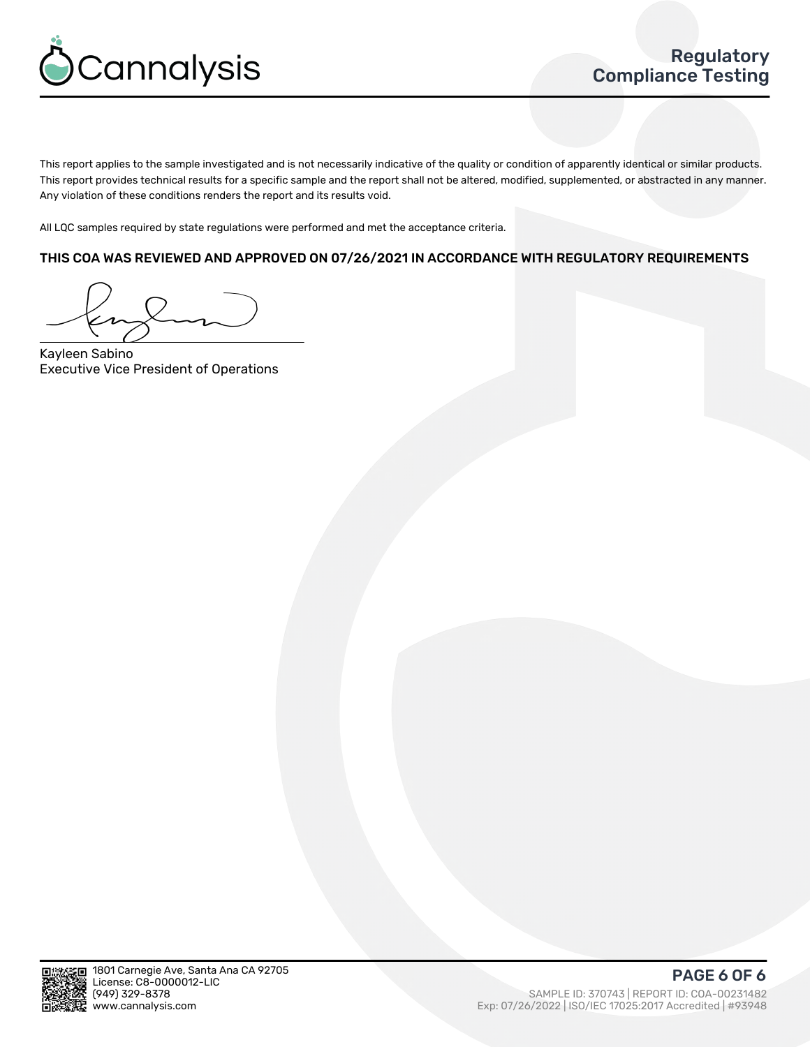This report applies to the sample investigated and is not necessarily indicative of the quality or condition of apparently identical or similar products. This report provides technical results for a specific sample and the report shall not be altered, modified, supplemented, or abstracted in any manner. Any violation of these conditions renders the report and its results void.

All LQC samples required by state regulations were performed and met the acceptance criteria.

**THIS COA WAS REVIEWED AND APPROVED ON 07/26/2021 IN ACCORDANCE WITH REGULATORY REQUIREMENTS**

Kayleen Sabino
Executive Vice President of Operations